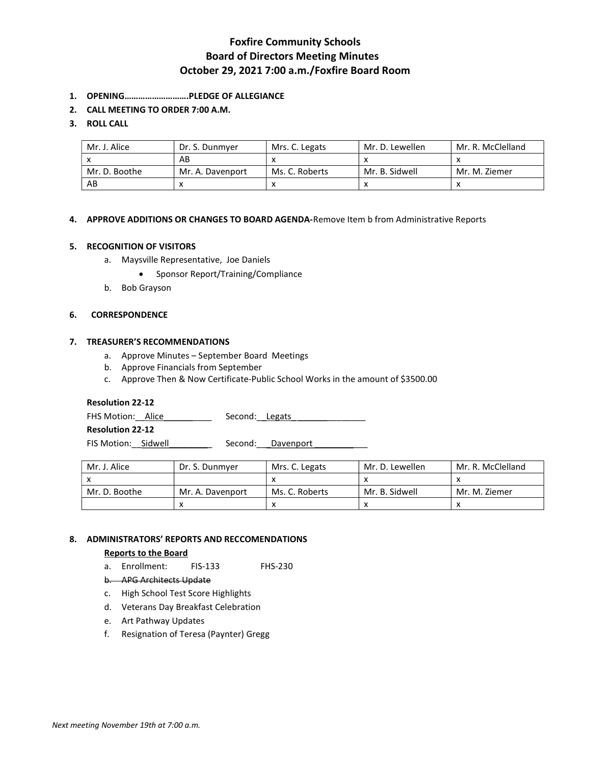# Foxfire Community Schools
## Board of Directors Meeting Minutes
## October 29, 2021 7:00 a.m./Foxfire Board Room

1. **OPENING……………………….PLEDGE OF ALLEGIANCE**
2. **CALL MEETING TO ORDER 7:00 A.M.**
3. **ROLL CALL**

| Mr. J. Alice | Dr. S. Dunmyer | Mrs. C. Legats | Mr. D. Lewellen | Mr. R. McClelland |
|---|---|---|---|---|
| x | AB | x | x | x |
| Mr. D. Boothe | Mr. A. Davenport | Ms. C. Roberts | Mr. B. Sidwell | Mr. M. Ziemer |
| AB | x | x | x | x |

4. **APPROVE ADDITIONS OR CHANGES TO BOARD AGENDA-**Remove Item b from Administrative Reports

5. **RECOGNITION OF VISITORS**
   a. Maysville Representative, Joe Daniels
      - Sponsor Report/Training/Compliance
   
   b. Bob Grayson

6. **CORRESPONDENCE**

7. **TREASURER'S RECOMMENDATIONS**
   a. Approve Minutes – September Board Meetings
   b. Approve Financials from September
   c. Approve Then & Now Certificate-Public School Works in the amount of $3500.00

**Resolution 22-12**

FHS Motion: Alice Second: Legats

**Resolution 22-12**

FIS Motion: Sidwell Second: Davenport

| Mr. J. Alice | Dr. S. Dunmyer | Mrs. C. Legats | Mr. D. Lewellen | Mr. R. McClelland |
|---|---|---|---|---|
| x | | x | x | x |
| Mr. D. Boothe | Mr. A. Davenport | Ms. C. Roberts | Mr. B. Sidwell | Mr. M. Ziemer |
| | x | x | x | x |

8. **ADMINISTRATORS' REPORTS AND RECCOMENDATIONS**

**Reports to the Board**

a. Enrollment: FIS-133 FHS-230
b. ~~APG Architects Update~~
c. High School Test Score Highlights
d. Veterans Day Breakfast Celebration
e. Art Pathway Updates
f. Resignation of Teresa (Paynter) Gregg

*Next meeting November 19th at 7:00 a.m.*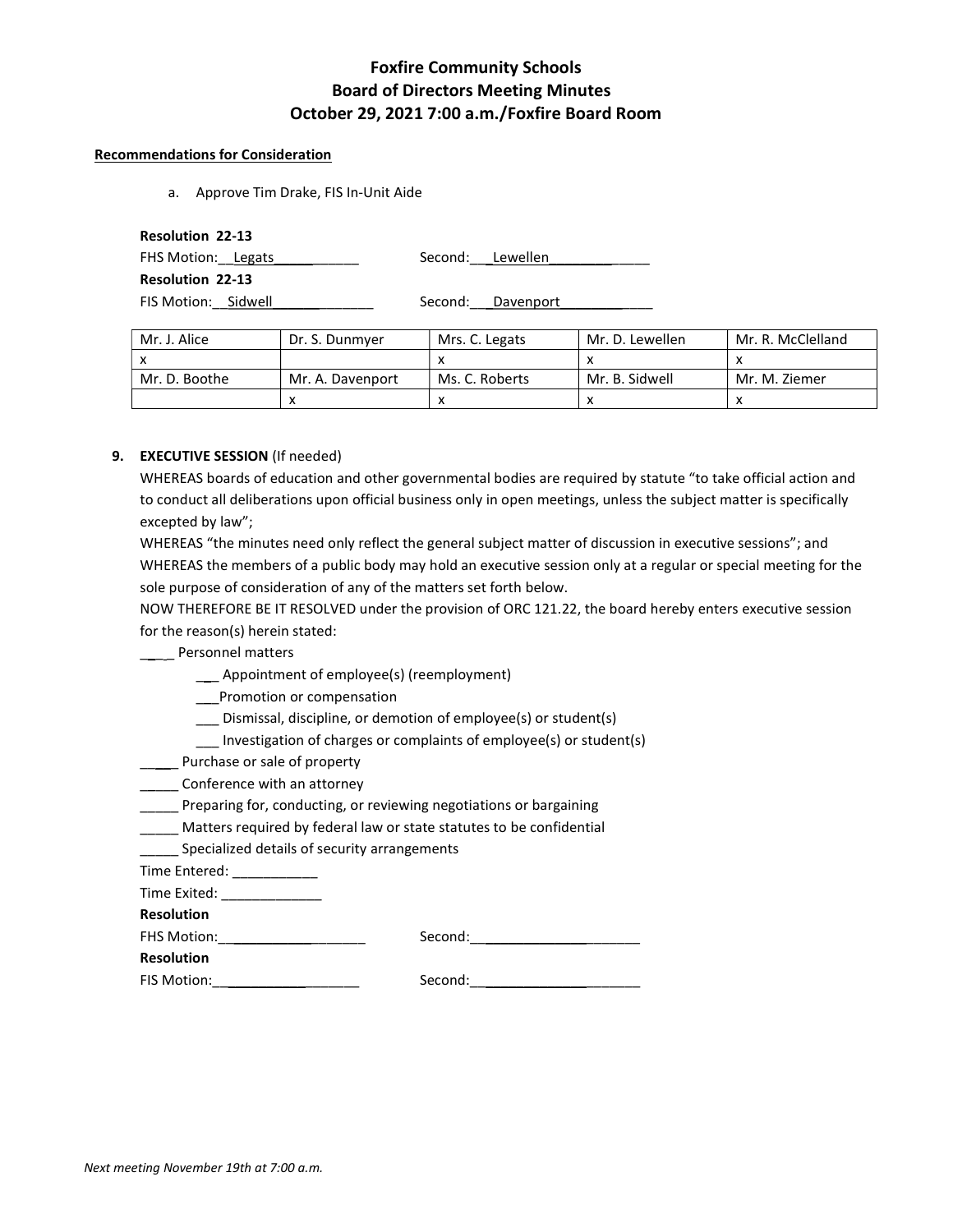# Foxfire Community Schools
## Board of Directors Meeting Minutes
### October 29, 2021 7:00 a.m./Foxfire Board Room

**Recommendations for Consideration**

a. Approve Tim Drake, FIS In-Unit Aide

**Resolution 22-13**
FHS Motion: __Legats__________ Second: ___Lewellen____________
**Resolution 22-13**
FIS Motion: __Sidwell____________ Second: ___Davenport___________

| Mr. J. Alice | Dr. S. Dunmyer | Mrs. C. Legats | Mr. D. Lewellen | Mr. R. McClelland |
|---|---|---|---|---|
| x | | x | x | x |
| Mr. D. Boothe | Mr. A. Davenport | Ms. C. Roberts | Mr. B. Sidwell | Mr. M. Ziemer |
| | x | x | x | x |

9. **EXECUTIVE SESSION** (If needed)

WHEREAS boards of education and other governmental bodies are required by statute "to take official action and to conduct all deliberations upon official business only in open meetings, unless the subject matter is specifically excepted by law";
WHEREAS "the minutes need only reflect the general subject matter of discussion in executive sessions"; and
WHEREAS the members of a public body may hold an executive session only at a regular or special meeting for the sole purpose of consideration of any of the matters set forth below.
NOW THEREFORE BE IT RESOLVED under the provision of ORC 121.22, the board hereby enters executive session for the reason(s) herein stated:

____ Personnel matters

- ___ Appointment of employee(s) (reemployment)
- ___Promotion or compensation
- ___ Dismissal, discipline, or demotion of employee(s) or student(s)
- ___ Investigation of charges or complaints of employee(s) or student(s)

_____ Purchase or sale of property
_____ Conference with an attorney
_____ Preparing for, conducting, or reviewing negotiations or bargaining
_____ Matters required by federal law or state statutes to be confidential
_____ Specialized details of security arrangements

Time Entered: ___________
Time Exited: _____________

**Resolution**
FHS Motion:__________________ Second:_____________________
**Resolution**
FIS Motion:__________________ Second:_____________________

*Next meeting November 19th at 7:00 a.m.*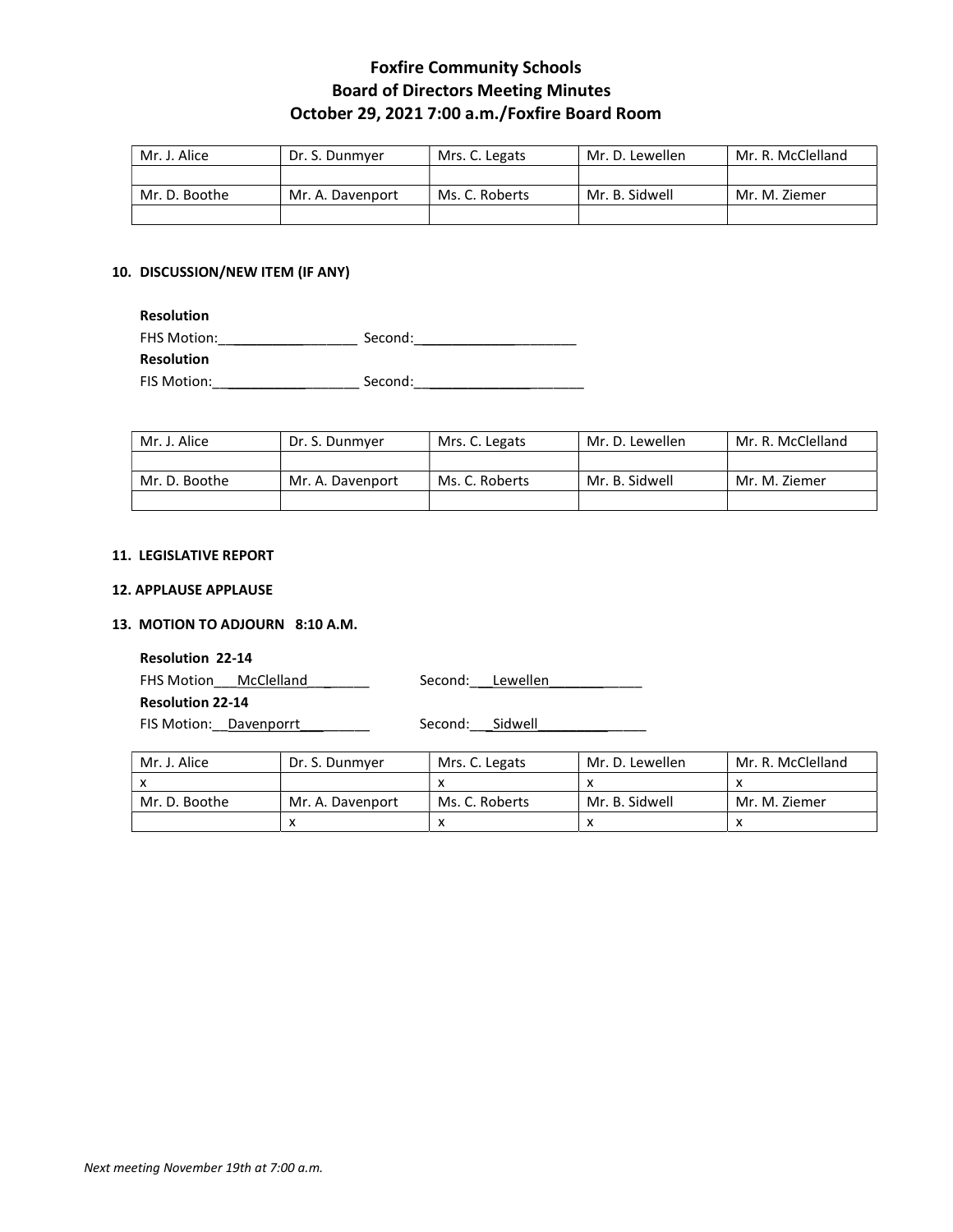# Foxfire Community Schools
## Board of Directors Meeting Minutes
## October 29, 2021 7:00 a.m./Foxfire Board Room

| | | | | |
|---|---|---|---|---|
| Mr. J. Alice | Dr. S. Dunmyer | Mrs. C. Legats | Mr. D. Lewellen | Mr. R. McClelland |
| | | | | |
| Mr. D. Boothe | Mr. A. Davenport | Ms. C. Roberts | Mr. B. Sidwell | Mr. M. Ziemer |
| | | | | |

### 10. DISCUSSION/NEW ITEM (IF ANY)

**Resolution**

FHS Motion:__________________ Second:_____________________

**Resolution**

FIS Motion:___________________ Second:_____________________

| | | | | |
|---|---|---|---|---|
| Mr. J. Alice | Dr. S. Dunmyer | Mrs. C. Legats | Mr. D. Lewellen | Mr. R. McClelland |
| | | | | |
| Mr. D. Boothe | Mr. A. Davenport | Ms. C. Roberts | Mr. B. Sidwell | Mr. M. Ziemer |
| | | | | |

### 11. LEGISLATIVE REPORT

### 12. APPLAUSE APPLAUSE

### 13. MOTION TO ADJOURN 8:10 A.M.

**Resolution 22-14**

FHS Motion___McClelland_________ Second:___Lewellen____________

**Resolution 22-14**

FIS Motion:__Davenporrt__________ Second:___Sidwell______________

| | | | | |
|---|---|---|---|---|
| Mr. J. Alice | Dr. S. Dunmyer | Mrs. C. Legats | Mr. D. Lewellen | Mr. R. McClelland |
| x | | x | x | x |
| Mr. D. Boothe | Mr. A. Davenport | Ms. C. Roberts | Mr. B. Sidwell | Mr. M. Ziemer |
| | x | x | x | x |

*Next meeting November 19th at 7:00 a.m.*